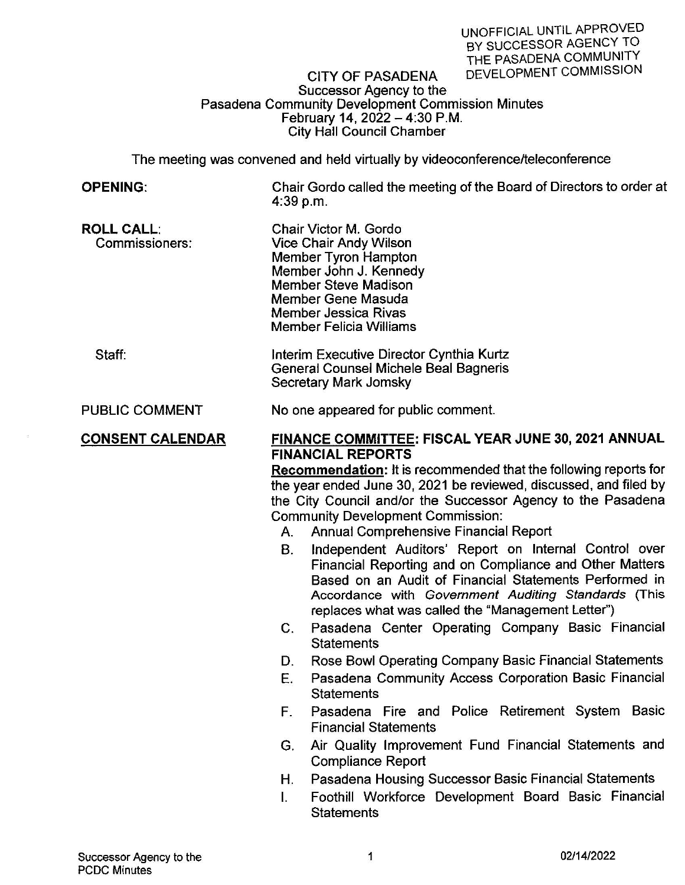UNOFFICIAL UNTIL APPROVED BY SUCCESSOR AGENCY TO THE PASADENA COMMUNITY DEVELOPMENT COMMISSION

# CITY OF PASADENA
## Successor Agency to the Pasadena Community Development Commission Minutes
### February 14, 2022 – 4:30 P.M.
### City Hall Council Chamber

The meeting was convened and held virtually by videoconference/teleconference

**OPENING:** Chair Gordo called the meeting of the Board of Directors to order at 4:39 p.m.

**ROLL CALL:**
Commissioners:
- Chair Victor M. Gordo
- Vice Chair Andy Wilson
- Member Tyron Hampton
- Member John J. Kennedy
- Member Steve Madison
- Member Gene Masuda
- Member Jessica Rivas
- Member Felicia Williams

Staff:
- Interim Executive Director Cynthia Kurtz
- General Counsel Michele Beal Bagneris
- Secretary Mark Jomsky

PUBLIC COMMENT: No one appeared for public comment.

**CONSENT CALENDAR**

**FINANCE COMMITTEE: FISCAL YEAR JUNE 30, 2021 ANNUAL FINANCIAL REPORTS**

**Recommendation:** It is recommended that the following reports for the year ended June 30, 2021 be reviewed, discussed, and filed by the City Council and/or the Successor Agency to the Pasadena Community Development Commission:

A. Annual Comprehensive Financial Report
B. Independent Auditors' Report on Internal Control over Financial Reporting and on Compliance and Other Matters Based on an Audit of Financial Statements Performed in Accordance with *Government Auditing Standards* (This replaces what was called the "Management Letter")
C. Pasadena Center Operating Company Basic Financial Statements
D. Rose Bowl Operating Company Basic Financial Statements
E. Pasadena Community Access Corporation Basic Financial Statements
F. Pasadena Fire and Police Retirement System Basic Financial Statements
G. Air Quality Improvement Fund Financial Statements and Compliance Report
H. Pasadena Housing Successor Basic Financial Statements
I. Foothill Workforce Development Board Basic Financial Statements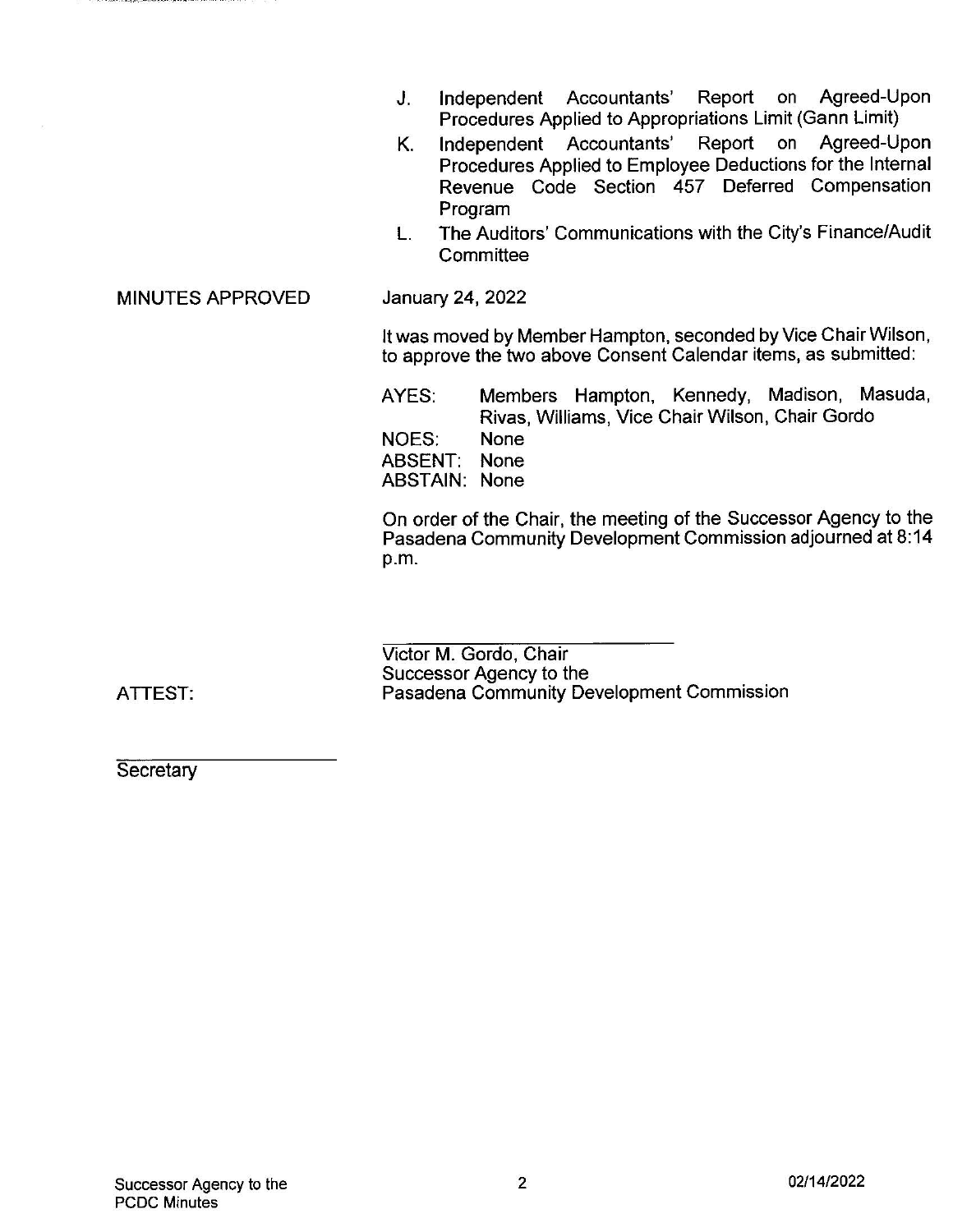J. Independent Accountants' Report on Agreed-Upon Procedures Applied to Appropriations Limit (Gann Limit)

K. Independent Accountants' Report on Agreed-Upon Procedures Applied to Employee Deductions for the Internal Revenue Code Section 457 Deferred Compensation Program

L. The Auditors' Communications with the City's Finance/Audit Committee

MINUTES APPROVED

January 24, 2022

It was moved by Member Hampton, seconded by Vice Chair Wilson, to approve the two above Consent Calendar items, as submitted:

AYES: Members Hampton, Kennedy, Madison, Masuda, Rivas, Williams, Vice Chair Wilson, Chair Gordo
NOES: None
ABSENT: None
ABSTAIN: None

On order of the Chair, the meeting of the Successor Agency to the Pasadena Community Development Commission adjourned at 8:14 p.m.

\_\_\_\_\_\_\_\_\_\_\_\_\_\_\_\_\_\_\_\_\_\_\_\_\_\_\_\_
Victor M. Gordo, Chair
Successor Agency to the
Pasadena Community Development Commission

ATTEST:

\_\_\_\_\_\_\_\_\_\_\_\_\_\_\_\_\_\_\_\_\_\_
Secretary